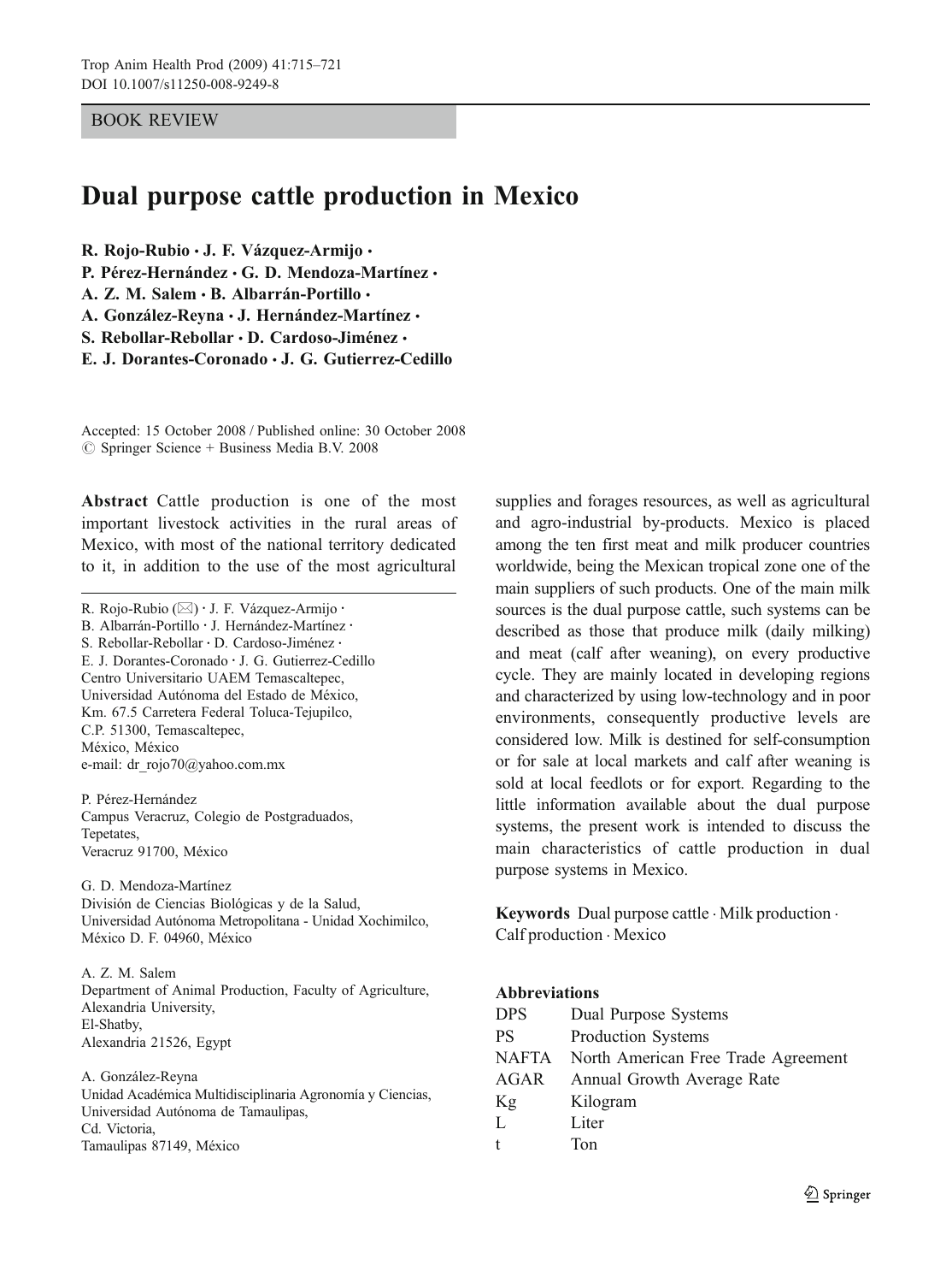BOOK REVIEW

# Dual purpose cattle production in Mexico

**R. Rojo-Rubio · J. F. Vázquez-Armijo · P. Pérez-Hernández · G. D. Mendoza-Martínez · A. Z. M. Salem · B. Albarrán-Portillo · A. González-Reyna · J. Hernández-Martínez · S. Rebollar-Rebollar · D. Cardoso-Jiménez · E. J. Dorantes-Coronado · J. G. Gutierrez-Cedillo**

Accepted: 15 October 2008 / Published online: 30 October 2008
© Springer Science + Business Media B.V. 2008

**Abstract** Cattle production is one of the most important livestock activities in the rural areas of Mexico, with most of the national territory dedicated to it, in addition to the use of the most agricultural supplies and forages resources, as well as agricultural and agro-industrial by-products. Mexico is placed among the ten first meat and milk producer countries worldwide, being the Mexican tropical zone one of the main suppliers of such products. One of the main milk sources is the dual purpose cattle, such systems can be described as those that produce milk (daily milking) and meat (calf after weaning), on every productive cycle. They are mainly located in developing regions and characterized by using low-technology and in poor environments, consequently productive levels are considered low. Milk is destined for self-consumption or for sale at local markets and calf after weaning is sold at local feedlots or for export. Regarding to the little information available about the dual purpose systems, the present work is intended to discuss the main characteristics of cattle production in dual purpose systems in Mexico.

**Keywords** Dual purpose cattle · Milk production · Calf production · Mexico

R. Rojo-Rubio (✉) · J. F. Vázquez-Armijo · B. Albarrán-Portillo · J. Hernández-Martínez · S. Rebollar-Rebollar · D. Cardoso-Jiménez · E. J. Dorantes-Coronado · J. G. Gutierrez-Cedillo
Centro Universitario UAEM Temascaltepec, Universidad Autónoma del Estado de México, Km. 67.5 Carretera Federal Toluca-Tejupilco, C.P. 51300, Temascaltepec, México, México
e-mail: dr_rojo70@yahoo.com.mx

P. Pérez-Hernández
Campus Veracruz, Colegio de Postgraduados, Tepetates, Veracruz 91700, México

G. D. Mendoza-Martínez
División de Ciencias Biológicas y de la Salud, Universidad Autónoma Metropolitana - Unidad Xochimilco, México D. F. 04960, México

A. Z. M. Salem
Department of Animal Production, Faculty of Agriculture, Alexandria University, El-Shatby, Alexandria 21526, Egypt

A. González-Reyna
Unidad Académica Multidisciplinaria Agronomía y Ciencias, Universidad Autónoma de Tamaulipas, Cd. Victoria, Tamaulipas 87149, México

**Abbreviations**

| | |
|---|---|
| DPS | Dual Purpose Systems |
| PS | Production Systems |
| NAFTA | North American Free Trade Agreement |
| AGAR | Annual Growth Average Rate |
| Kg | Kilogram |
| L | Liter |
| t | Ton |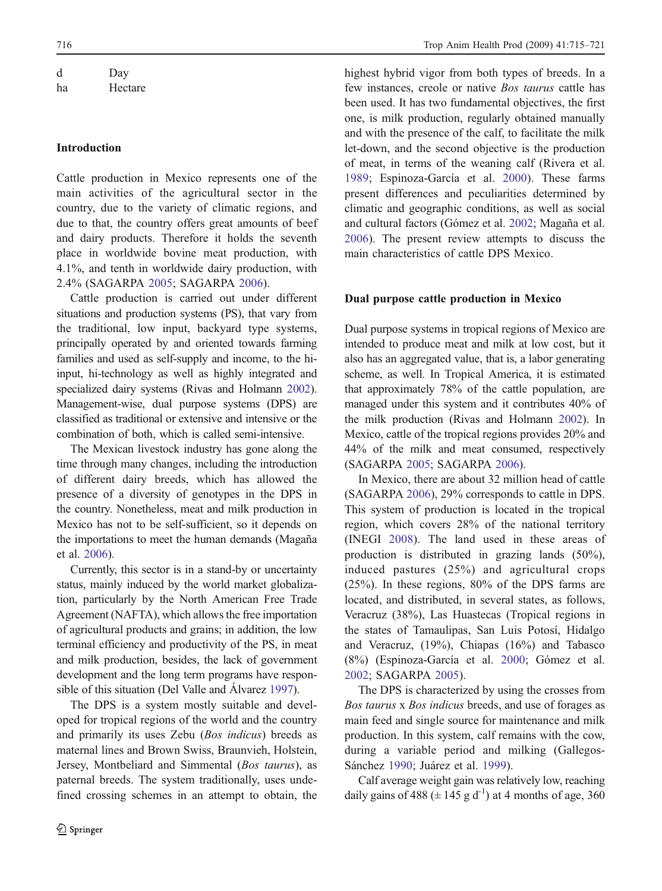| | |
|---|---|
| d | Day |
| ha | Hectare |

## Introduction

Cattle production in Mexico represents one of the main activities of the agricultural sector in the country, due to the variety of climatic regions, and due to that, the country offers great amounts of beef and dairy products. Therefore it holds the seventh place in worldwide bovine meat production, with 4.1%, and tenth in worldwide dairy production, with 2.4% (SAGARPA 2005; SAGARPA 2006).

Cattle production is carried out under different situations and production systems (PS), that vary from the traditional, low input, backyard type systems, principally operated by and oriented towards farming families and used as self-supply and income, to the hi-input, hi-technology as well as highly integrated and specialized dairy systems (Rivas and Holmann 2002). Management-wise, dual purpose systems (DPS) are classified as traditional or extensive and intensive or the combination of both, which is called semi-intensive.

The Mexican livestock industry has gone along the time through many changes, including the introduction of different dairy breeds, which has allowed the presence of a diversity of genotypes in the DPS in the country. Nonetheless, meat and milk production in Mexico has not to be self-sufficient, so it depends on the importations to meet the human demands (Magaña et al. 2006).

Currently, this sector is in a stand-by or uncertainty status, mainly induced by the world market globalization, particularly by the North American Free Trade Agreement (NAFTA), which allows the free importation of agricultural products and grains; in addition, the low terminal efficiency and productivity of the PS, in meat and milk production, besides, the lack of government development and the long term programs have responsible of this situation (Del Valle and Álvarez 1997).

The DPS is a system mostly suitable and developed for tropical regions of the world and the country and primarily its uses Zebu (*Bos indicus*) breeds as maternal lines and Brown Swiss, Braunvieh, Holstein, Jersey, Montbeliard and Simmental (*Bos taurus*), as paternal breeds. The system traditionally, uses undefined crossing schemes in an attempt to obtain, the highest hybrid vigor from both types of breeds. In a few instances, creole or native *Bos taurus* cattle has been used. It has two fundamental objectives, the first one, is milk production, regularly obtained manually and with the presence of the calf, to facilitate the milk let-down, and the second objective is the production of meat, in terms of the weaning calf (Rivera et al. 1989; Espinoza-García et al. 2000). These farms present differences and peculiarities determined by climatic and geographic conditions, as well as social and cultural factors (Gómez et al. 2002; Magaña et al. 2006). The present review attempts to discuss the main characteristics of cattle DPS Mexico.

## Dual purpose cattle production in Mexico

Dual purpose systems in tropical regions of Mexico are intended to produce meat and milk at low cost, but it also has an aggregated value, that is, a labor generating scheme, as well. In Tropical America, it is estimated that approximately 78% of the cattle population, are managed under this system and it contributes 40% of the milk production (Rivas and Holmann 2002). In Mexico, cattle of the tropical regions provides 20% and 44% of the milk and meat consumed, respectively (SAGARPA 2005; SAGARPA 2006).

In Mexico, there are about 32 million head of cattle (SAGARPA 2006), 29% corresponds to cattle in DPS. This system of production is located in the tropical region, which covers 28% of the national territory (INEGI 2008). The land used in these areas of production is distributed in grazing lands (50%), induced pastures (25%) and agricultural crops (25%). In these regions, 80% of the DPS farms are located, and distributed, in several states, as follows, Veracruz (38%), Las Huastecas (Tropical regions in the states of Tamaulipas, San Luis Potosí, Hidalgo and Veracruz, (19%), Chiapas (16%) and Tabasco (8%) (Espinoza-García et al. 2000; Gómez et al. 2002; SAGARPA 2005).

The DPS is characterized by using the crosses from *Bos taurus* x *Bos indicus* breeds, and use of forages as main feed and single source for maintenance and milk production. In this system, calf remains with the cow, during a variable period and milking (Gallegos-Sánchez 1990; Juárez et al. 1999).

Calf average weight gain was relatively low, reaching daily gains of 488 ($\pm$ 145 g $d^{-1}$) at 4 months of age, 360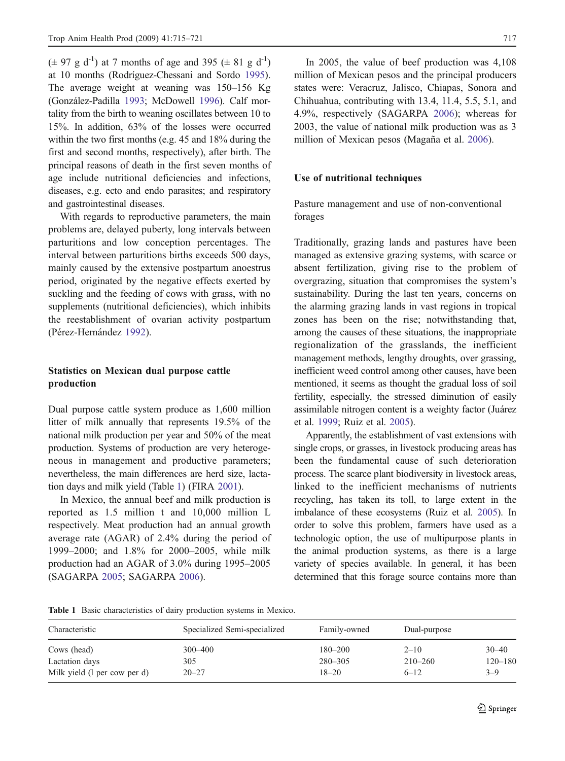(± 97 g $d^{-1}$) at 7 months of age and 395 (± 81 g $d^{-1}$) at 10 months (Rodríguez-Chessani and Sordo 1995). The average weight at weaning was 150–156 Kg (González-Padilla 1993; McDowell 1996). Calf mortality from the birth to weaning oscillates between 10 to 15%. In addition, 63% of the losses were occurred within the two first months (e.g. 45 and 18% during the first and second months, respectively), after birth. The principal reasons of death in the first seven months of age include nutritional deficiencies and infections, diseases, e.g. ecto and endo parasites; and respiratory and gastrointestinal diseases.

With regards to reproductive parameters, the main problems are, delayed puberty, long intervals between parturitions and low conception percentages. The interval between parturitions births exceeds 500 days, mainly caused by the extensive postpartum anoestrus period, originated by the negative effects exerted by suckling and the feeding of cows with grass, with no supplements (nutritional deficiencies), which inhibits the reestablishment of ovarian activity postpartum (Pérez-Hernández 1992).

## Statistics on Mexican dual purpose cattle production

Dual purpose cattle system produce as 1,600 million litter of milk annually that represents 19.5% of the national milk production per year and 50% of the meat production. Systems of production are very heterogeneous in management and productive parameters; nevertheless, the main differences are herd size, lactation days and milk yield (Table 1) (FIRA 2001).

In Mexico, the annual beef and milk production is reported as 1.5 million t and 10,000 million L respectively. Meat production had an annual growth average rate (AGAR) of 2.4% during the period of 1999–2000; and 1.8% for 2000–2005, while milk production had an AGAR of 3.0% during 1995–2005 (SAGARPA 2005; SAGARPA 2006).

In 2005, the value of beef production was 4,108 million of Mexican pesos and the principal producers states were: Veracruz, Jalisco, Chiapas, Sonora and Chihuahua, contributing with 13.4, 11.4, 5.5, 5.1, and 4.9%, respectively (SAGARPA 2006); whereas for 2003, the value of national milk production was as 3 million of Mexican pesos (Magaña et al. 2006).

## Use of nutritional techniques

### Pasture management and use of non-conventional forages

Traditionally, grazing lands and pastures have been managed as extensive grazing systems, with scarce or absent fertilization, giving rise to the problem of overgrazing, situation that compromises the system's sustainability. During the last ten years, concerns on the alarming grazing lands in vast regions in tropical zones has been on the rise; notwithstanding that, among the causes of these situations, the inappropriate regionalization of the grasslands, the inefficient management methods, lengthy droughts, over grassing, inefficient weed control among other causes, have been mentioned, it seems as thought the gradual loss of soil fertility, especially, the stressed diminution of easily assimilable nitrogen content is a weighty factor (Juárez et al. 1999; Ruiz et al. 2005).

Apparently, the establishment of vast extensions with single crops, or grasses, in livestock producing areas has been the fundamental cause of such deterioration process. The scarce plant biodiversity in livestock areas, linked to the inefficient mechanisms of nutrients recycling, has taken its toll, to large extent in the imbalance of these ecosystems (Ruiz et al. 2005). In order to solve this problem, farmers have used as a technologic option, the use of multipurpose plants in the animal production systems, as there is a large variety of species available. In general, it has been determined that this forage source contains more than

**Table 1** Basic characteristics of dairy production systems in Mexico.

| Characteristic | Specialized Semi-specialized | Family-owned | Dual-purpose | |
|---|---|---|---|---|
| Cows (head) | 300–400 | 180–200 | 2–10 | 30–40 |
| Lactation days | 305 | 280–305 | 210–260 | 120–180 |
| Milk yield (l per cow per d) | 20–27 | 18–20 | 6–12 | 3–9 |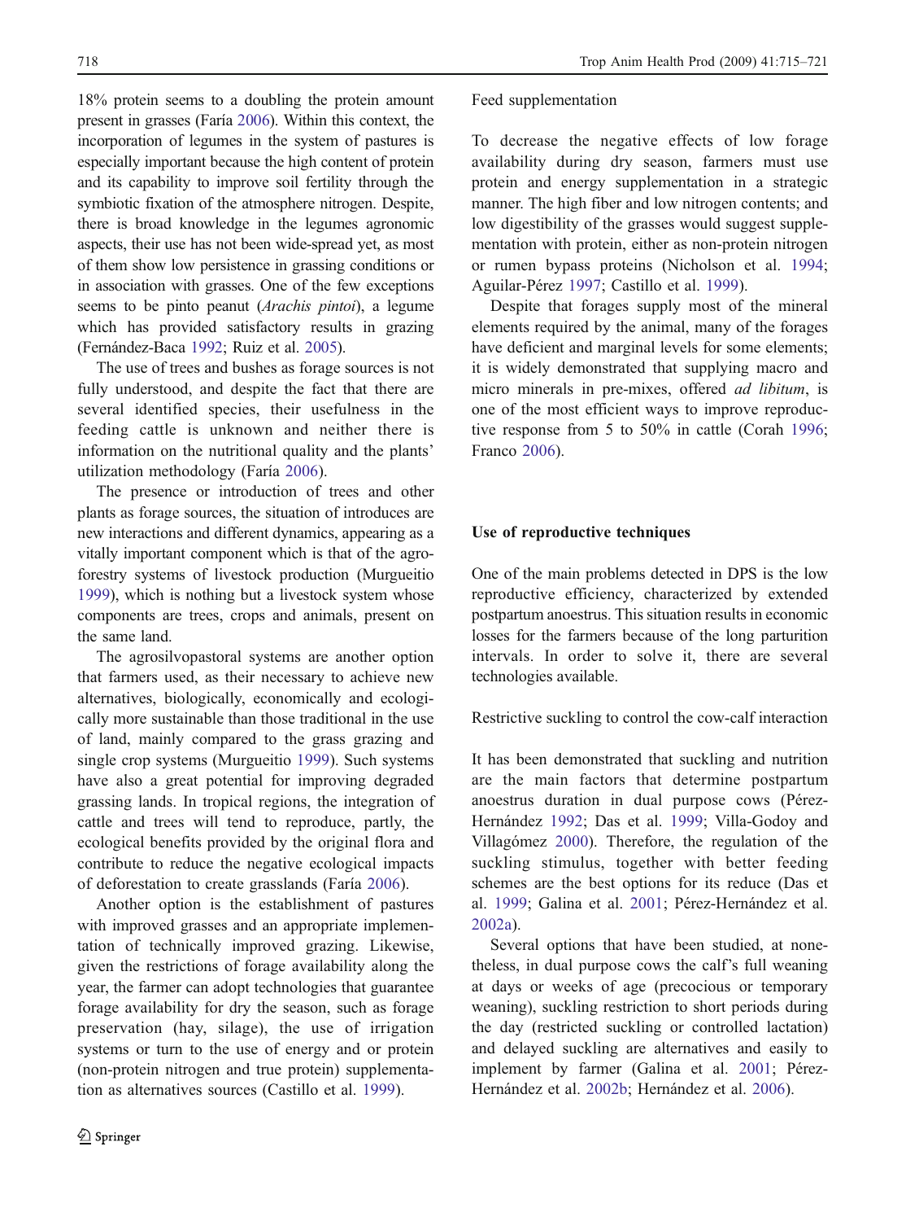18% protein seems to a doubling the protein amount present in grasses (Faría 2006). Within this context, the incorporation of legumes in the system of pastures is especially important because the high content of protein and its capability to improve soil fertility through the symbiotic fixation of the atmosphere nitrogen. Despite, there is broad knowledge in the legumes agronomic aspects, their use has not been wide-spread yet, as most of them show low persistence in grassing conditions or in association with grasses. One of the few exceptions seems to be pinto peanut (*Arachis pintoi*), a legume which has provided satisfactory results in grazing (Fernández-Baca 1992; Ruiz et al. 2005).

The use of trees and bushes as forage sources is not fully understood, and despite the fact that there are several identified species, their usefulness in the feeding cattle is unknown and neither there is information on the nutritional quality and the plants' utilization methodology (Faría 2006).

The presence or introduction of trees and other plants as forage sources, the situation of introduces are new interactions and different dynamics, appearing as a vitally important component which is that of the agro-forestry systems of livestock production (Murgueitio 1999), which is nothing but a livestock system whose components are trees, crops and animals, present on the same land.

The agrosilvopastoral systems are another option that farmers used, as their necessary to achieve new alternatives, biologically, economically and ecologically more sustainable than those traditional in the use of land, mainly compared to the grass grazing and single crop systems (Murgueitio 1999). Such systems have also a great potential for improving degraded grassing lands. In tropical regions, the integration of cattle and trees will tend to reproduce, partly, the ecological benefits provided by the original flora and contribute to reduce the negative ecological impacts of deforestation to create grasslands (Faría 2006).

Another option is the establishment of pastures with improved grasses and an appropriate implementation of technically improved grazing. Likewise, given the restrictions of forage availability along the year, the farmer can adopt technologies that guarantee forage availability for dry the season, such as forage preservation (hay, silage), the use of irrigation systems or turn to the use of energy and or protein (non-protein nitrogen and true protein) supplementation as alternatives sources (Castillo et al. 1999).

### Feed supplementation

To decrease the negative effects of low forage availability during dry season, farmers must use protein and energy supplementation in a strategic manner. The high fiber and low nitrogen contents; and low digestibility of the grasses would suggest supplementation with protein, either as non-protein nitrogen or rumen bypass proteins (Nicholson et al. 1994; Aguilar-Pérez 1997; Castillo et al. 1999).

Despite that forages supply most of the mineral elements required by the animal, many of the forages have deficient and marginal levels for some elements; it is widely demonstrated that supplying macro and micro minerals in pre-mixes, offered *ad libitum*, is one of the most efficient ways to improve reproductive response from 5 to 50% in cattle (Corah 1996; Franco 2006).

## Use of reproductive techniques

One of the main problems detected in DPS is the low reproductive efficiency, characterized by extended postpartum anoestrus. This situation results in economic losses for the farmers because of the long parturition intervals. In order to solve it, there are several technologies available.

### Restrictive suckling to control the cow-calf interaction

It has been demonstrated that suckling and nutrition are the main factors that determine postpartum anoestrus duration in dual purpose cows (Pérez-Hernández 1992; Das et al. 1999; Villa-Godoy and Villagómez 2000). Therefore, the regulation of the suckling stimulus, together with better feeding schemes are the best options for its reduce (Das et al. 1999; Galina et al. 2001; Pérez-Hernández et al. 2002a).

Several options that have been studied, at nonetheless, in dual purpose cows the calf's full weaning at days or weeks of age (precocious or temporary weaning), suckling restriction to short periods during the day (restricted suckling or controlled lactation) and delayed suckling are alternatives and easily to implement by farmer (Galina et al. 2001; Pérez-Hernández et al. 2002b; Hernández et al. 2006).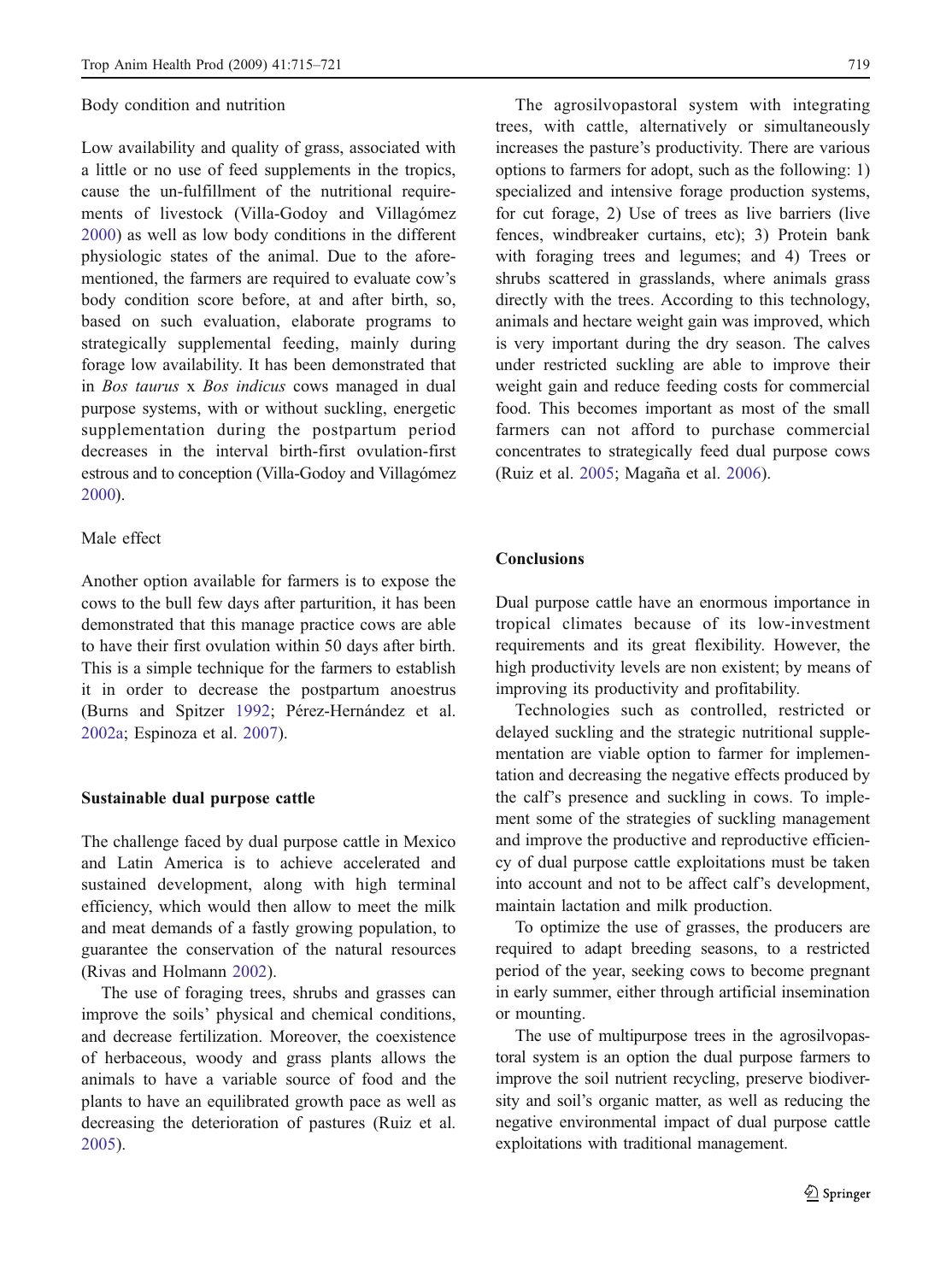### Body condition and nutrition

Low availability and quality of grass, associated with a little or no use of feed supplements in the tropics, cause the un-fulfillment of the nutritional requirements of livestock (Villa-Godoy and Villagómez 2000) as well as low body conditions in the different physiologic states of the animal. Due to the aforementioned, the farmers are required to evaluate cow's body condition score before, at and after birth, so, based on such evaluation, elaborate programs to strategically supplemental feeding, mainly during forage low availability. It has been demonstrated that in *Bos taurus* x *Bos indicus* cows managed in dual purpose systems, with or without suckling, energetic supplementation during the postpartum period decreases in the interval birth-first ovulation-first estrous and to conception (Villa-Godoy and Villagómez 2000).

### Male effect

Another option available for farmers is to expose the cows to the bull few days after parturition, it has been demonstrated that this manage practice cows are able to have their first ovulation within 50 days after birth. This is a simple technique for the farmers to establish it in order to decrease the postpartum anoestrus (Burns and Spitzer 1992; Pérez-Hernández et al. 2002a; Espinoza et al. 2007).

## Sustainable dual purpose cattle

The challenge faced by dual purpose cattle in Mexico and Latin America is to achieve accelerated and sustained development, along with high terminal efficiency, which would then allow to meet the milk and meat demands of a fastly growing population, to guarantee the conservation of the natural resources (Rivas and Holmann 2002).

The use of foraging trees, shrubs and grasses can improve the soils' physical and chemical conditions, and decrease fertilization. Moreover, the coexistence of herbaceous, woody and grass plants allows the animals to have a variable source of food and the plants to have an equilibrated growth pace as well as decreasing the deterioration of pastures (Ruiz et al. 2005).

The agrosilvopastoral system with integrating trees, with cattle, alternatively or simultaneously increases the pasture's productivity. There are various options to farmers for adopt, such as the following: 1) specialized and intensive forage production systems, for cut forage, 2) Use of trees as live barriers (live fences, windbreaker curtains, etc); 3) Protein bank with foraging trees and legumes; and 4) Trees or shrubs scattered in grasslands, where animals grass directly with the trees. According to this technology, animals and hectare weight gain was improved, which is very important during the dry season. The calves under restricted suckling are able to improve their weight gain and reduce feeding costs for commercial food. This becomes important as most of the small farmers can not afford to purchase commercial concentrates to strategically feed dual purpose cows (Ruiz et al. 2005; Magaña et al. 2006).

## Conclusions

Dual purpose cattle have an enormous importance in tropical climates because of its low-investment requirements and its great flexibility. However, the high productivity levels are non existent; by means of improving its productivity and profitability.

Technologies such as controlled, restricted or delayed suckling and the strategic nutritional supplementation are viable option to farmer for implementation and decreasing the negative effects produced by the calf's presence and suckling in cows. To implement some of the strategies of suckling management and improve the productive and reproductive efficiency of dual purpose cattle exploitations must be taken into account and not to be affect calf's development, maintain lactation and milk production.

To optimize the use of grasses, the producers are required to adapt breeding seasons, to a restricted period of the year, seeking cows to become pregnant in early summer, either through artificial insemination or mounting.

The use of multipurpose trees in the agrosilvopastoral system is an option the dual purpose farmers to improve the soil nutrient recycling, preserve biodiversity and soil's organic matter, as well as reducing the negative environmental impact of dual purpose cattle exploitations with traditional management.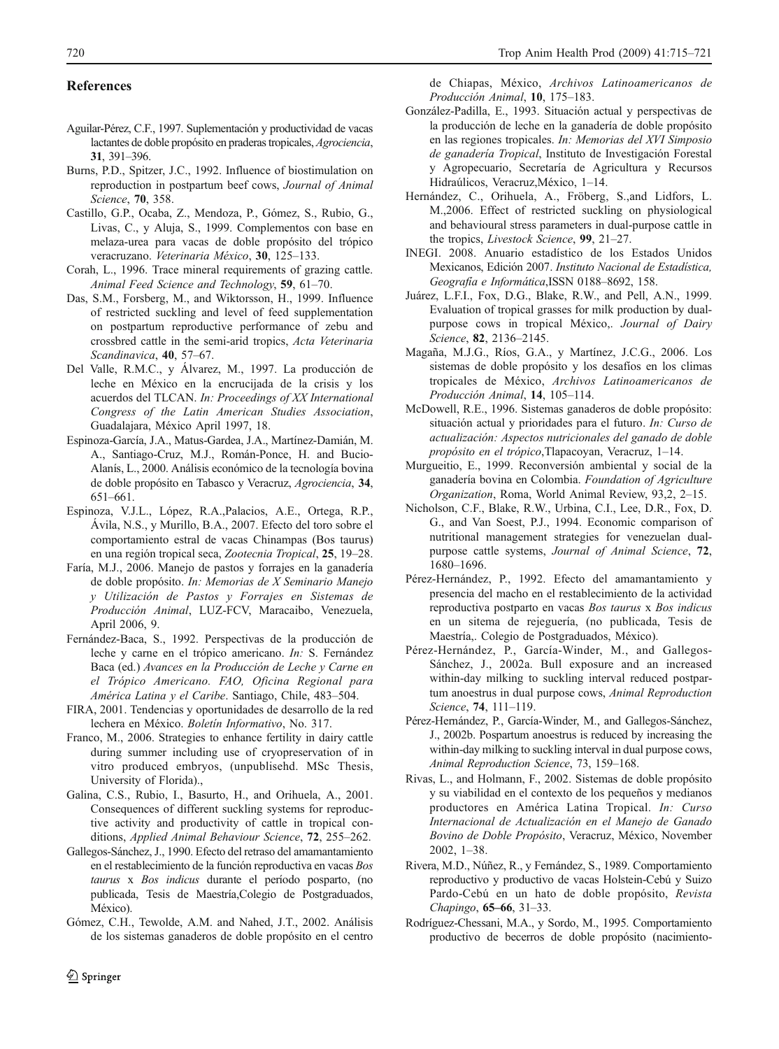## References

Aguilar-Pérez, C.F., 1997. Suplementación y productividad de vacas lactantes de doble propósito en praderas tropicales, *Agrociencia*, **31**, 391–396.

Burns, P.D., Spitzer, J.C., 1992. Influence of biostimulation on reproduction in postpartum beef cows, *Journal of Animal Science*, **70**, 358.

Castillo, G.P., Ocaba, Z., Mendoza, P., Gómez, S., Rubio, G., Livas, C., y Aluja, S., 1999. Complementos con base en melaza-urea para vacas de doble propósito del trópico veracruzano. *Veterinaria México*, **30**, 125–133.

Corah, L., 1996. Trace mineral requirements of grazing cattle. *Animal Feed Science and Technology*, **59**, 61–70.

Das, S.M., Forsberg, M., and Wiktorsson, H., 1999. Influence of restricted suckling and level of feed supplementation on postpartum reproductive performance of zebu and crossbred cattle in the semi-arid tropics, *Acta Veterinaria Scandinavica*, **40**, 57–67.

Del Valle, R.M.C., y Álvarez, M., 1997. La producción de leche en México en la encrucijada de la crisis y los acuerdos del TLCAN. *In: Proceedings of XX International Congress of the Latin American Studies Association*, Guadalajara, México April 1997, 18.

Espinoza-García, J.A., Matus-Gardea, J.A., Martínez-Damián, M. A., Santiago-Cruz, M.J., Román-Ponce, H. and Bucio-Alanís, L., 2000. Análisis económico de la tecnología bovina de doble propósito en Tabasco y Veracruz, *Agrociencia*, **34**, 651–661.

Espinoza, V.J.L., López, R.A.,Palacios, A.E., Ortega, R.P., Ávila, N.S., y Murillo, B.A., 2007. Efecto del toro sobre el comportamiento estral de vacas Chinampas (Bos taurus) en una región tropical seca, *Zootecnia Tropical*, **25**, 19–28.

Faría, M.J., 2006. Manejo de pastos y forrajes en la ganadería de doble propósito. *In: Memorias de X Seminario Manejo y Utilización de Pastos y Forrajes en Sistemas de Producción Animal*, LUZ-FCV, Maracaibo, Venezuela, April 2006, 9.

Fernández-Baca, S., 1992. Perspectivas de la producción de leche y carne en el trópico americano. *In:* S. Fernández Baca (ed.) *Avances en la Producción de Leche y Carne en el Trópico Americano. FAO, Oficina Regional para América Latina y el Caribe*. Santiago, Chile, 483–504.

FIRA, 2001. Tendencias y oportunidades de desarrollo de la red lechera en México. *Boletín Informativo*, No. 317.

Franco, M., 2006. Strategies to enhance fertility in dairy cattle during summer including use of cryopreservation of in vitro produced embryos, (unpublisehd. MSc Thesis, University of Florida).,

Galina, C.S., Rubio, I., Basurto, H., and Orihuela, A., 2001. Consequences of different suckling systems for reproductive activity and productivity of cattle in tropical conditions, *Applied Animal Behaviour Science*, **72**, 255–262.

Gallegos-Sánchez, J., 1990. Efecto del retraso del amamantamiento en el restablecimiento de la función reproductiva en vacas *Bos taurus* x *Bos indicus* durante el período posparto, (no publicada, Tesis de Maestría,Colegio de Postgraduados, México).

Gómez, C.H., Tewolde, A.M. and Nahed, J.T., 2002. Análisis de los sistemas ganaderos de doble propósito en el centro de Chiapas, México, *Archivos Latinoamericanos de Producción Animal*, **10**, 175–183.

González-Padilla, E., 1993. Situación actual y perspectivas de la producción de leche en la ganadería de doble propósito en las regiones tropicales. *In: Memorias del XVI Simposio de ganadería Tropical*, Instituto de Investigación Forestal y Agropecuario, Secretaría de Agricultura y Recursos Hidraúlicos, Veracruz,México, 1–14.

Hernández, C., Orihuela, A., Fröberg, S.,and Lidfors, L. M.,2006. Effect of restricted suckling on physiological and behavioural stress parameters in dual-purpose cattle in the tropics, *Livestock Science*, **99**, 21–27.

INEGI. 2008. Anuario estadístico de los Estados Unidos Mexicanos, Edición 2007. *Instituto Nacional de Estadística, Geografía e Informática*,ISSN 0188–8692, 158.

Juárez, L.F.I., Fox, D.G., Blake, R.W., and Pell, A.N., 1999. Evaluation of tropical grasses for milk production by dual-purpose cows in tropical México,. *Journal of Dairy Science*, **82**, 2136–2145.

Magaña, M.J.G., Ríos, G.A., y Martínez, J.C.G., 2006. Los sistemas de doble propósito y los desafíos en los climas tropicales de México, *Archivos Latinoamericanos de Producción Animal*, **14**, 105–114.

McDowell, R.E., 1996. Sistemas ganaderos de doble propósito: situación actual y prioridades para el futuro. *In: Curso de actualización: Aspectos nutricionales del ganado de doble propósito en el trópico*,Tlapacoyan, Veracruz, 1–14.

Murgueitio, E., 1999. Reconversión ambiental y social de la ganadería bovina en Colombia. *Foundation of Agriculture Organization*, Roma, World Animal Review, 93,2, 2–15.

Nicholson, C.F., Blake, R.W., Urbina, C.I., Lee, D.R., Fox, D. G., and Van Soest, P.J., 1994. Economic comparison of nutritional management strategies for venezuelan dual-purpose cattle systems, *Journal of Animal Science*, **72**, 1680–1696.

Pérez-Hernández, P., 1992. Efecto del amamantamiento y presencia del macho en el restablecimiento de la actividad reproductiva postparto en vacas *Bos taurus* x *Bos indicus* en un sitema de rejeguería, (no publicada, Tesis de Maestría,. Colegio de Postgraduados, México).

Pérez-Hernández, P., García-Winder, M., and Gallegos-Sánchez, J., 2002a. Bull exposure and an increased within-day milking to suckling interval reduced postpartum anoestrus in dual purpose cows, *Animal Reproduction Science*, **74**, 111–119.

Pérez-Hernández, P., García-Winder, M., and Gallegos-Sánchez, J., 2002b. Pospartum anoestrus is reduced by increasing the within-day milking to suckling interval in dual purpose cows, *Animal Reproduction Science*, 73, 159–168.

Rivas, L., and Holmann, F., 2002. Sistemas de doble propósito y su viabilidad en el contexto de los pequeños y medianos productores en América Latina Tropical. *In: Curso Internacional de Actualización en el Manejo de Ganado Bovino de Doble Propósito*, Veracruz, México, November 2002, 1–38.

Rivera, M.D., Núñez, R., y Fernández, S., 1989. Comportamiento reproductivo y productivo de vacas Holstein-Cebú y Suizo Pardo-Cebú en un hato de doble propósito, *Revista Chapingo*, **65–66**, 31–33.

Rodríguez-Chessani, M.A., y Sordo, M., 1995. Comportamiento productivo de becerros de doble propósito (nacimiento-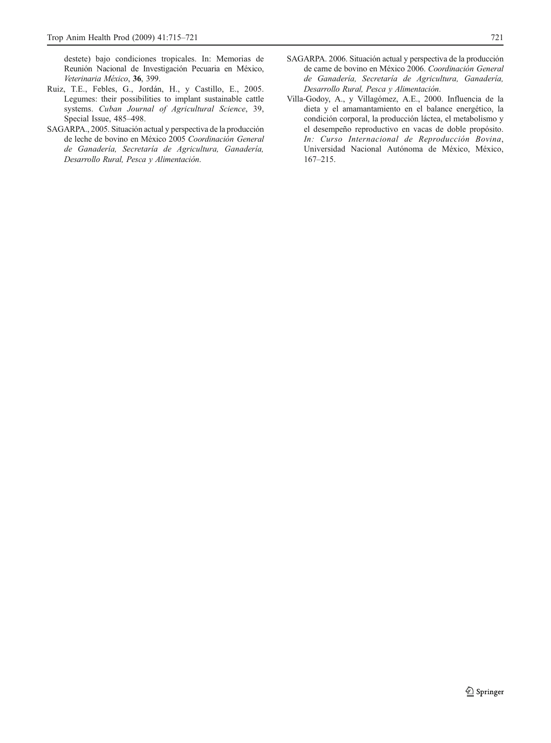destete) bajo condiciones tropicales. In: Memorias de Reunión Nacional de Investigación Pecuaria en México, *Veterinaria México*, **36**, 399.

Ruiz, T.E., Febles, G., Jordán, H., y Castillo, E., 2005. Legumes: their possibilities to implant sustainable cattle systems. *Cuban Journal of Agricultural Science*, 39, Special Issue, 485–498.

SAGARPA., 2005. Situación actual y perspectiva de la producción de leche de bovino en México 2005 *Coordinación General de Ganadería, Secretaría de Agricultura, Ganadería, Desarrollo Rural, Pesca y Alimentación*.

SAGARPA. 2006. Situación actual y perspectiva de la producción de carne de bovino en México 2006. *Coordinación General de Ganadería, Secretaría de Agricultura, Ganadería, Desarrollo Rural, Pesca y Alimentación*.

Villa-Godoy, A., y Villagómez, A.E., 2000. Influencia de la dieta y el amamantamiento en el balance energético, la condición corporal, la producción láctea, el metabolismo y el desempeño reproductivo en vacas de doble propósito. *In: Curso Internacional de Reproducción Bovina*, Universidad Nacional Autónoma de México, México, 167–215.